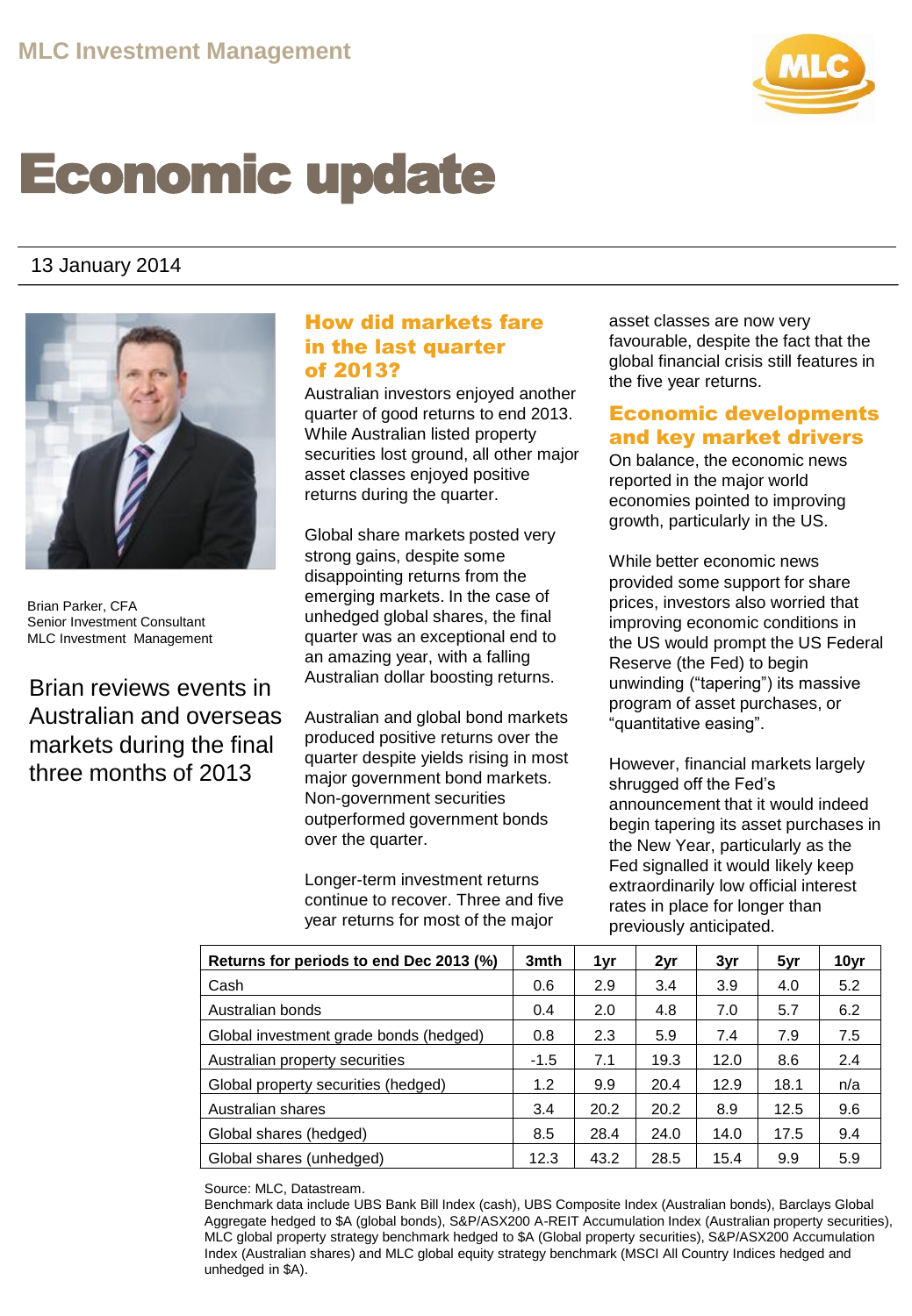MLC Investment Management

# Economic update

13 January 2014

Brian Parker, CFA
Senior Investment Consultant
MLC Investment Management

Brian reviews events in Australian and overseas markets during the final three months of 2013

## How did markets fare in the last quarter of 2013?

Australian investors enjoyed another quarter of good returns to end 2013. While Australian listed property securities lost ground, all other major asset classes enjoyed positive returns during the quarter.

Global share markets posted very strong gains, despite some disappointing returns from the emerging markets. In the case of unhedged global shares, the final quarter was an exceptional end to an amazing year, with a falling Australian dollar boosting returns.

Australian and global bond markets produced positive returns over the quarter despite yields rising in most major government bond markets. Non-government securities outperformed government bonds over the quarter.

Longer-term investment returns continue to recover. Three and five year returns for most of the major asset classes are now very favourable, despite the fact that the global financial crisis still features in the five year returns.

## Economic developments and key market drivers

On balance, the economic news reported in the major world economies pointed to improving growth, particularly in the US.

While better economic news provided some support for share prices, investors also worried that improving economic conditions in the US would prompt the US Federal Reserve (the Fed) to begin unwinding ("tapering") its massive program of asset purchases, or "quantitative easing".

However, financial markets largely shrugged off the Fed's announcement that it would indeed begin tapering its asset purchases in the New Year, particularly as the Fed signalled it would likely keep extraordinarily low official interest rates in place for longer than previously anticipated.

| Returns for periods to end Dec 2013 (%) | 3mth | 1yr | 2yr | 3yr | 5yr | 10yr |
|---|---|---|---|---|---|---|
| Cash | 0.6 | 2.9 | 3.4 | 3.9 | 4.0 | 5.2 |
| Australian bonds | 0.4 | 2.0 | 4.8 | 7.0 | 5.7 | 6.2 |
| Global investment grade bonds (hedged) | 0.8 | 2.3 | 5.9 | 7.4 | 7.9 | 7.5 |
| Australian property securities | -1.5 | 7.1 | 19.3 | 12.0 | 8.6 | 2.4 |
| Global property securities (hedged) | 1.2 | 9.9 | 20.4 | 12.9 | 18.1 | n/a |
| Australian shares | 3.4 | 20.2 | 20.2 | 8.9 | 12.5 | 9.6 |
| Global shares (hedged) | 8.5 | 28.4 | 24.0 | 14.0 | 17.5 | 9.4 |
| Global shares (unhedged) | 12.3 | 43.2 | 28.5 | 15.4 | 9.9 | 5.9 |

Source: MLC, Datastream.
Benchmark data include UBS Bank Bill Index (cash), UBS Composite Index (Australian bonds), Barclays Global Aggregate hedged to $A (global bonds), S&P/ASX200 A-REIT Accumulation Index (Australian property securities), MLC global property strategy benchmark hedged to $A (Global property securities), S&P/ASX200 Accumulation Index (Australian shares) and MLC global equity strategy benchmark (MSCI All Country Indices hedged and unhedged in $A).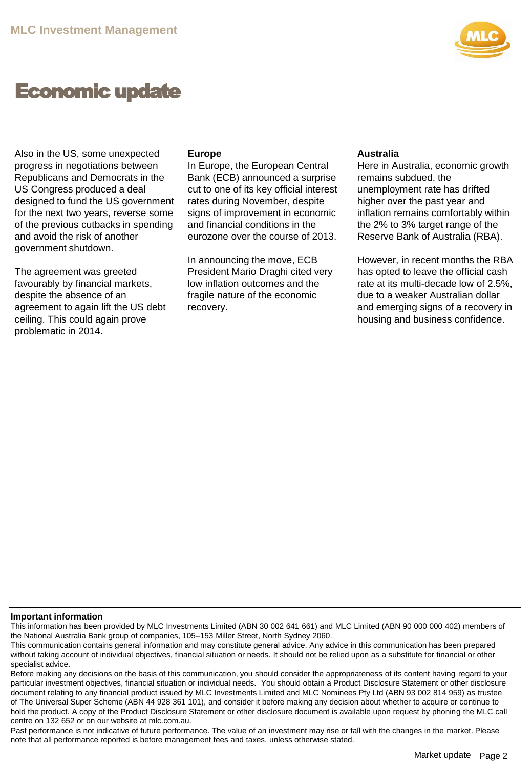# Economic update

Also in the US, some unexpected progress in negotiations between Republicans and Democrats in the US Congress produced a deal designed to fund the US government for the next two years, reverse some of the previous cutbacks in spending and avoid the risk of another government shutdown.

The agreement was greeted favourably by financial markets, despite the absence of an agreement to again lift the US debt ceiling. This could again prove problematic in 2014.

**Europe**

In Europe, the European Central Bank (ECB) announced a surprise cut to one of its key official interest rates during November, despite signs of improvement in economic and financial conditions in the eurozone over the course of 2013.

In announcing the move, ECB President Mario Draghi cited very low inflation outcomes and the fragile nature of the economic recovery.

**Australia**

Here in Australia, economic growth remains subdued, the unemployment rate has drifted higher over the past year and inflation remains comfortably within the 2% to 3% target range of the Reserve Bank of Australia (RBA).

However, in recent months the RBA has opted to leave the official cash rate at its multi-decade low of 2.5%, due to a weaker Australian dollar and emerging signs of a recovery in housing and business confidence.

**Important information**

This information has been provided by MLC Investments Limited (ABN 30 002 641 661) and MLC Limited (ABN 90 000 000 402) members of the National Australia Bank group of companies, 105–153 Miller Street, North Sydney 2060.

This communication contains general information and may constitute general advice. Any advice in this communication has been prepared without taking account of individual objectives, financial situation or needs. It should not be relied upon as a substitute for financial or other specialist advice.

Before making any decisions on the basis of this communication, you should consider the appropriateness of its content having regard to your particular investment objectives, financial situation or individual needs. You should obtain a Product Disclosure Statement or other disclosure document relating to any financial product issued by MLC Investments Limited and MLC Nominees Pty Ltd (ABN 93 002 814 959) as trustee of The Universal Super Scheme (ABN 44 928 361 101), and consider it before making any decision about whether to acquire or continue to hold the product. A copy of the Product Disclosure Statement or other disclosure document is available upon request by phoning the MLC call centre on 132 652 or on our website at mlc.com.au.

Past performance is not indicative of future performance. The value of an investment may rise or fall with the changes in the market. Please note that all performance reported is before management fees and taxes, unless otherwise stated.